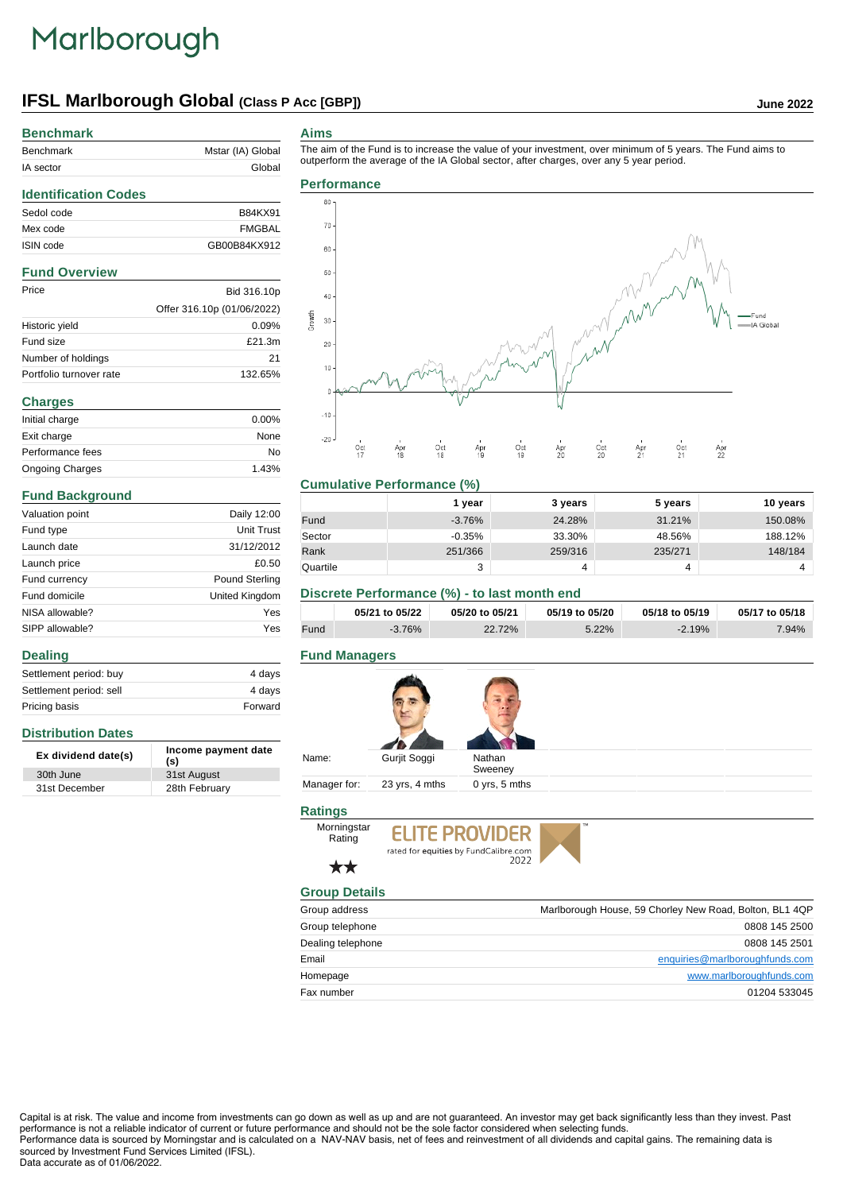# Marlborough

## IFSL Marlborough Global (Class P Acc [GBP])

June 2022

### Benchmark

| | |
|---|---|
| Benchmark | Mstar (IA) Global |
| IA sector | Global |

### Identification Codes

| | |
|---|---|
| Sedol code | B84KX91 |
| Mex code | FMGBAL |
| ISIN code | GB00B84KX912 |

### Fund Overview

| | |
|---|---|
| Price | Bid 316.10p |
| | Offer 316.10p (01/06/2022) |
| Historic yield | 0.09% |
| Fund size | £21.3m |
| Number of holdings | 21 |
| Portfolio turnover rate | 132.65% |

### Charges

| | |
|---|---|
| Initial charge | 0.00% |
| Exit charge | None |
| Performance fees | No |
| Ongoing Charges | 1.43% |

### Fund Background

| | |
|---|---|
| Valuation point | Daily 12:00 |
| Fund type | Unit Trust |
| Launch date | 31/12/2012 |
| Launch price | £0.50 |
| Fund currency | Pound Sterling |
| Fund domicile | United Kingdom |
| NISA allowable? | Yes |
| SIPP allowable? | Yes |

### Dealing

| | |
|---|---|
| Settlement period: buy | 4 days |
| Settlement period: sell | 4 days |
| Pricing basis | Forward |

### Distribution Dates

| Ex dividend date(s) | Income payment date (s) |
|---|---|
| 30th June | 31st August |
| 31st December | 28th February |

### Aims

The aim of the Fund is to increase the value of your investment, over minimum of 5 years. The Fund aims to outperform the average of the IA Global sector, after charges, over any 5 year period.

### Performance

Growth (chart: Fund vs IA Global, Oct 17 – Apr 22)

### Cumulative Performance (%)

| | 1 year | 3 years | 5 years | 10 years |
|---|---|---|---|---|
| Fund | -3.76% | 24.28% | 31.21% | 150.08% |
| Sector | -0.35% | 33.30% | 48.56% | 188.12% |
| Rank | 251/366 | 259/316 | 235/271 | 148/184 |
| Quartile | 3 | 4 | 4 | 4 |

### Discrete Performance (%) - to last month end

| | 05/21 to 05/22 | 05/20 to 05/21 | 05/19 to 05/20 | 05/18 to 05/19 | 05/17 to 05/18 |
|---|---|---|---|---|---|
| Fund | -3.76% | 22.72% | 5.22% | -2.19% | 7.94% |

### Fund Managers

| | | |
|---|---|---|
| Name: | Gurjit Soggi | Nathan Sweeney |
| Manager for: | 23 yrs, 4 mths | 0 yrs, 5 mths |

### Ratings

Morningstar Rating: ★★

ELITE PROVIDER rated for equities by FundCalibre.com 2022

### Group Details

| | |
|---|---|
| Group address | Marlborough House, 59 Chorley New Road, Bolton, BL1 4QP |
| Group telephone | 0808 145 2500 |
| Dealing telephone | 0808 145 2501 |
| Email | enquiries@marlboroughfunds.com |
| Homepage | www.marlboroughfunds.com |
| Fax number | 01204 533045 |

Capital is at risk. The value and income from investments can go down as well as up and are not guaranteed. An investor may get back significantly less than they invest. Past performance is not a reliable indicator of current or future performance and should not be the sole factor considered when selecting funds.
Performance data is sourced by Morningstar and is calculated on a NAV-NAV basis, net of fees and reinvestment of all dividends and capital gains. The remaining data is sourced by Investment Fund Services Limited (IFSL).
Data accurate as of 01/06/2022.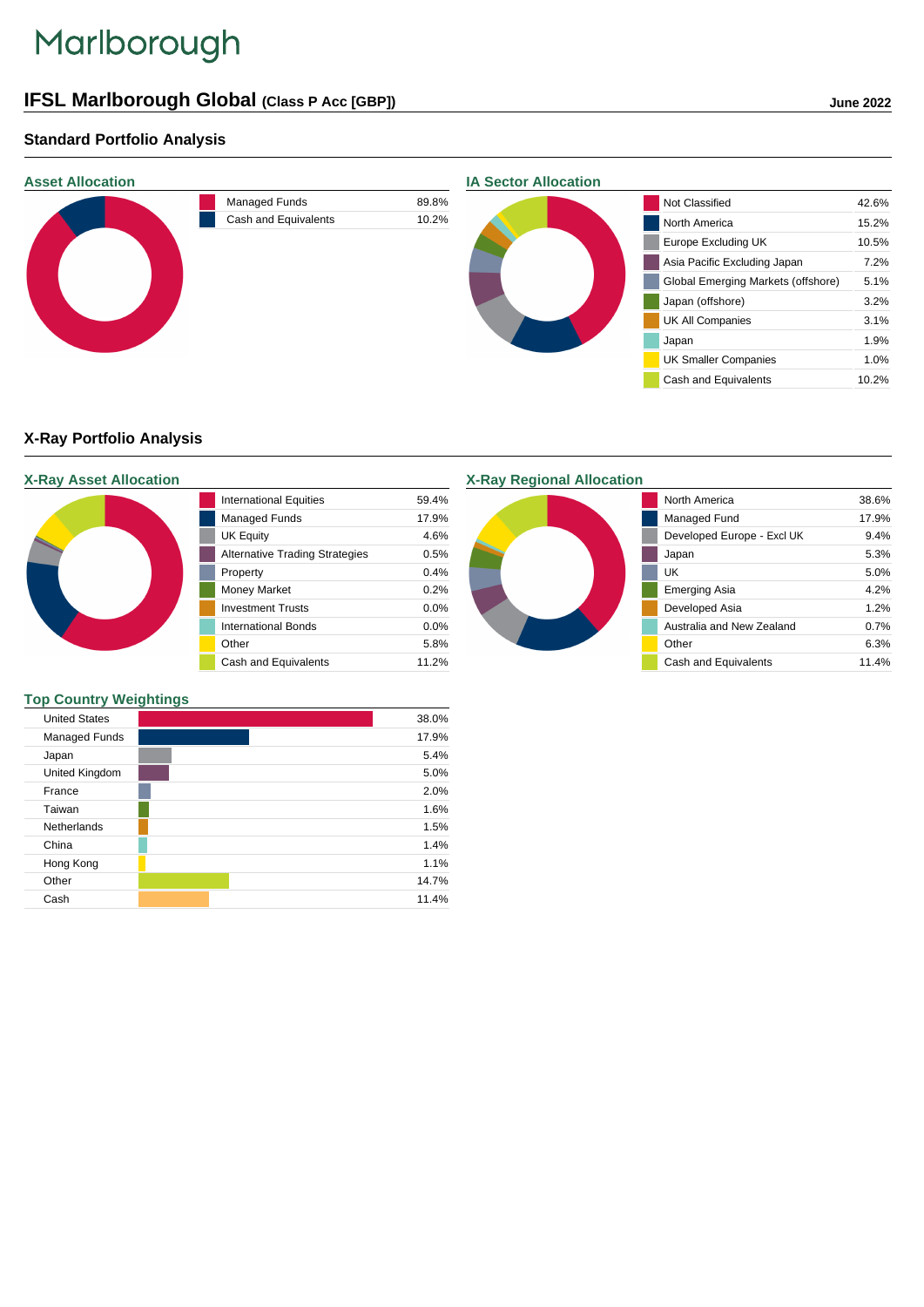Marlborough

# IFSL Marlborough Global (Class P Acc [GBP])

June 2022

## Standard Portfolio Analysis

### Asset Allocation

| Asset | % |
|---|---|
| Managed Funds | 89.8% |
| Cash and Equivalents | 10.2% |

### IA Sector Allocation

| Sector | % |
|---|---|
| Not Classified | 42.6% |
| North America | 15.2% |
| Europe Excluding UK | 10.5% |
| Asia Pacific Excluding Japan | 7.2% |
| Global Emerging Markets (offshore) | 5.1% |
| Japan (offshore) | 3.2% |
| UK All Companies | 3.1% |
| Japan | 1.9% |
| UK Smaller Companies | 1.0% |
| Cash and Equivalents | 10.2% |

## X-Ray Portfolio Analysis

### X-Ray Asset Allocation

| Asset | % |
|---|---|
| International Equities | 59.4% |
| Managed Funds | 17.9% |
| UK Equity | 4.6% |
| Alternative Trading Strategies | 0.5% |
| Property | 0.4% |
| Money Market | 0.2% |
| Investment Trusts | 0.0% |
| International Bonds | 0.0% |
| Other | 5.8% |
| Cash and Equivalents | 11.2% |

### X-Ray Regional Allocation

| Region | % |
|---|---|
| North America | 38.6% |
| Managed Fund | 17.9% |
| Developed Europe - Excl UK | 9.4% |
| Japan | 5.3% |
| UK | 5.0% |
| Emerging Asia | 4.2% |
| Developed Asia | 1.2% |
| Australia and New Zealand | 0.7% |
| Other | 6.3% |
| Cash and Equivalents | 11.4% |

### Top Country Weightings

| Country | % |
|---|---|
| United States | 38.0% |
| Managed Funds | 17.9% |
| Japan | 5.4% |
| United Kingdom | 5.0% |
| France | 2.0% |
| Taiwan | 1.6% |
| Netherlands | 1.5% |
| China | 1.4% |
| Hong Kong | 1.1% |
| Other | 14.7% |
| Cash | 11.4% |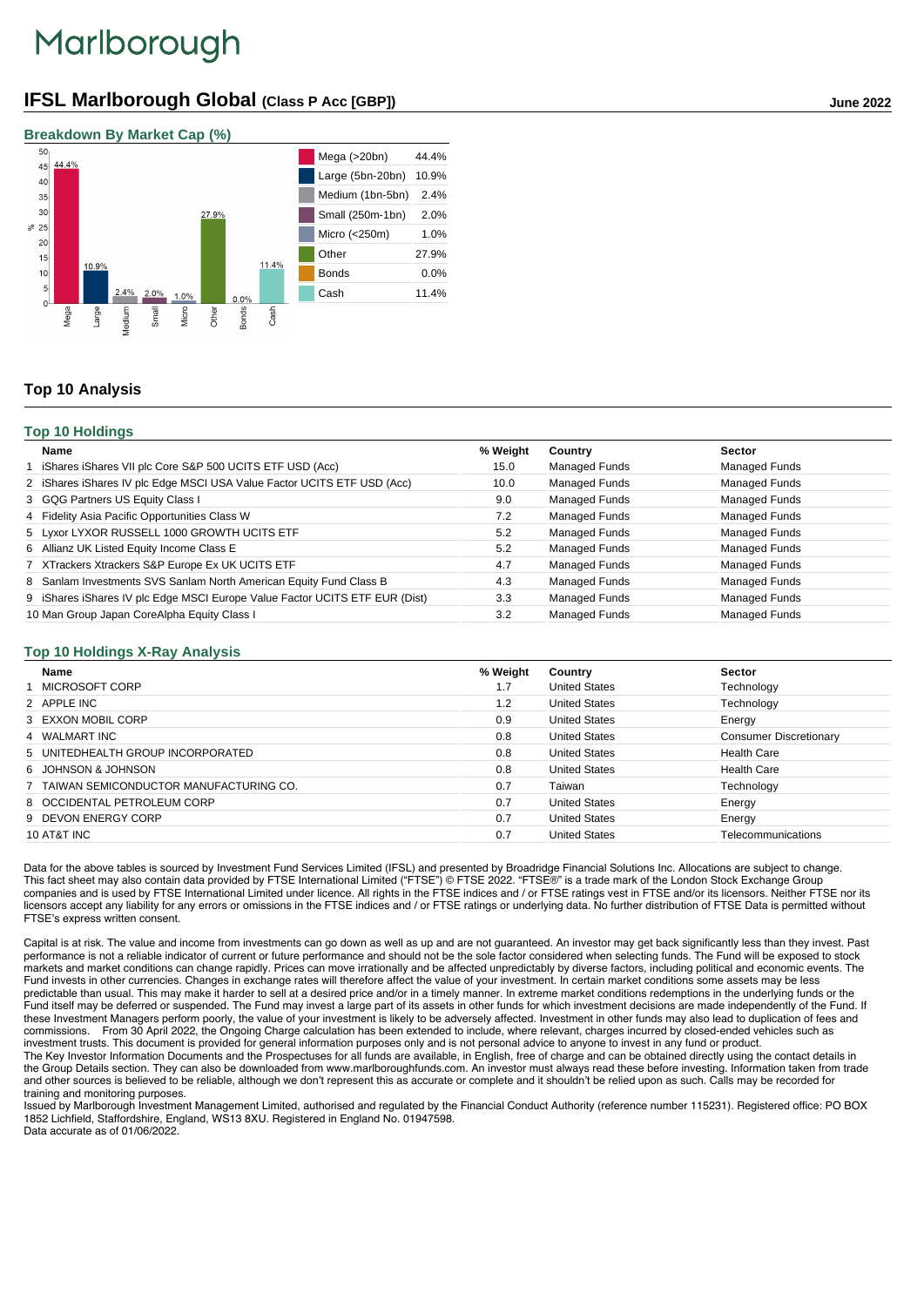# Marlborough

## IFSL Marlborough Global (Class P Acc [GBP])

June 2022

### Breakdown By Market Cap (%)

50
45
40
35
30
% 25
20
15
10
5
0

44.4%
10.9%
2.4%
2.0%
1.0%
27.9%
0.0%
11.4%

Mega
Large
Medium
Small
Micro
Other
Bonds
Cash

| | |
|---|---|
| Mega (>20bn) | 44.4% |
| Large (5bn-20bn) | 10.9% |
| Medium (1bn-5bn) | 2.4% |
| Small (250m-1bn) | 2.0% |
| Micro (<250m) | 1.0% |
| Other | 27.9% |
| Bonds | 0.0% |
| Cash | 11.4% |

## Top 10 Analysis

### Top 10 Holdings

| | Name | % Weight | Country | Sector |
|---|---|---|---|---|
| 1 | iShares iShares VII plc Core S&P 500 UCITS ETF USD (Acc) | 15.0 | Managed Funds | Managed Funds |
| 2 | iShares iShares IV plc Edge MSCI USA Value Factor UCITS ETF USD (Acc) | 10.0 | Managed Funds | Managed Funds |
| 3 | GQG Partners US Equity Class I | 9.0 | Managed Funds | Managed Funds |
| 4 | Fidelity Asia Pacific Opportunities Class W | 7.2 | Managed Funds | Managed Funds |
| 5 | Lyxor LYXOR RUSSELL 1000 GROWTH UCITS ETF | 5.2 | Managed Funds | Managed Funds |
| 6 | Allianz UK Listed Equity Income Class E | 5.2 | Managed Funds | Managed Funds |
| 7 | XTrackers Xtrackers S&P Europe Ex UK UCITS ETF | 4.7 | Managed Funds | Managed Funds |
| 8 | Sanlam Investments SVS Sanlam North American Equity Fund Class B | 4.3 | Managed Funds | Managed Funds |
| 9 | iShares iShares IV plc Edge MSCI Europe Value Factor UCITS ETF EUR (Dist) | 3.3 | Managed Funds | Managed Funds |
| 10 | Man Group Japan CoreAlpha Equity Class I | 3.2 | Managed Funds | Managed Funds |

### Top 10 Holdings X-Ray Analysis

| | Name | % Weight | Country | Sector |
|---|---|---|---|---|
| 1 | MICROSOFT CORP | 1.7 | United States | Technology |
| 2 | APPLE INC | 1.2 | United States | Technology |
| 3 | EXXON MOBIL CORP | 0.9 | United States | Energy |
| 4 | WALMART INC | 0.8 | United States | Consumer Discretionary |
| 5 | UNITEDHEALTH GROUP INCORPORATED | 0.8 | United States | Health Care |
| 6 | JOHNSON & JOHNSON | 0.8 | United States | Health Care |
| 7 | TAIWAN SEMICONDUCTOR MANUFACTURING CO. | 0.7 | Taiwan | Technology |
| 8 | OCCIDENTAL PETROLEUM CORP | 0.7 | United States | Energy |
| 9 | DEVON ENERGY CORP | 0.7 | United States | Energy |
| 10 | AT&T INC | 0.7 | United States | Telecommunications |

Data for the above tables is sourced by Investment Fund Services Limited (IFSL) and presented by Broadridge Financial Solutions Inc. Allocations are subject to change. This fact sheet may also contain data provided by FTSE International Limited ("FTSE") © FTSE 2022. "FTSE®" is a trade mark of the London Stock Exchange Group companies and is used by FTSE International Limited under licence. All rights in the FTSE indices and / or FTSE ratings vest in FTSE and/or its licensors. Neither FTSE nor its licensors accept any liability for any errors or omissions in the FTSE indices and / or FTSE ratings or underlying data. No further distribution of FTSE Data is permitted without FTSE's express written consent.

Capital is at risk. The value and income from investments can go down as well as up and are not guaranteed. An investor may get back significantly less than they invest. Past performance is not a reliable indicator of current or future performance and should not be the sole factor considered when selecting funds. The Fund will be exposed to stock markets and market conditions can change rapidly. Prices can move irrationally and be affected unpredictably by diverse factors, including political and economic events. The Fund invests in other currencies. Changes in exchange rates will therefore affect the value of your investment. In certain market conditions some assets may be less predictable than usual. This may make it harder to sell at a desired price and/or in a timely manner. In extreme market conditions redemptions in the underlying funds or the Fund itself may be deferred or suspended. The Fund may invest a large part of its assets in other funds for which investment decisions are made independently of the Fund. If these Investment Managers perform poorly, the value of your investment is likely to be adversely affected. Investment in other funds may also lead to duplication of fees and commissions. From 30 April 2022, the Ongoing Charge calculation has been extended to include, where relevant, charges incurred by closed-ended vehicles such as investment trusts. This document is provided for general information purposes only and is not personal advice to anyone to invest in any fund or product.
The Key Investor Information Documents and the Prospectuses for all funds are available, in English, free of charge and can be obtained directly using the contact details in the Group Details section. They can also be downloaded from www.marlboroughfunds.com. An investor must always read these before investing. Information taken from trade and other sources is believed to be reliable, although we don't represent this as accurate or complete and it shouldn't be relied upon as such. Calls may be recorded for training and monitoring purposes.
Issued by Marlborough Investment Management Limited, authorised and regulated by the Financial Conduct Authority (reference number 115231). Registered office: PO BOX 1852 Lichfield, Staffordshire, England, WS13 8XU. Registered in England No. 01947598.
Data accurate as of 01/06/2022.